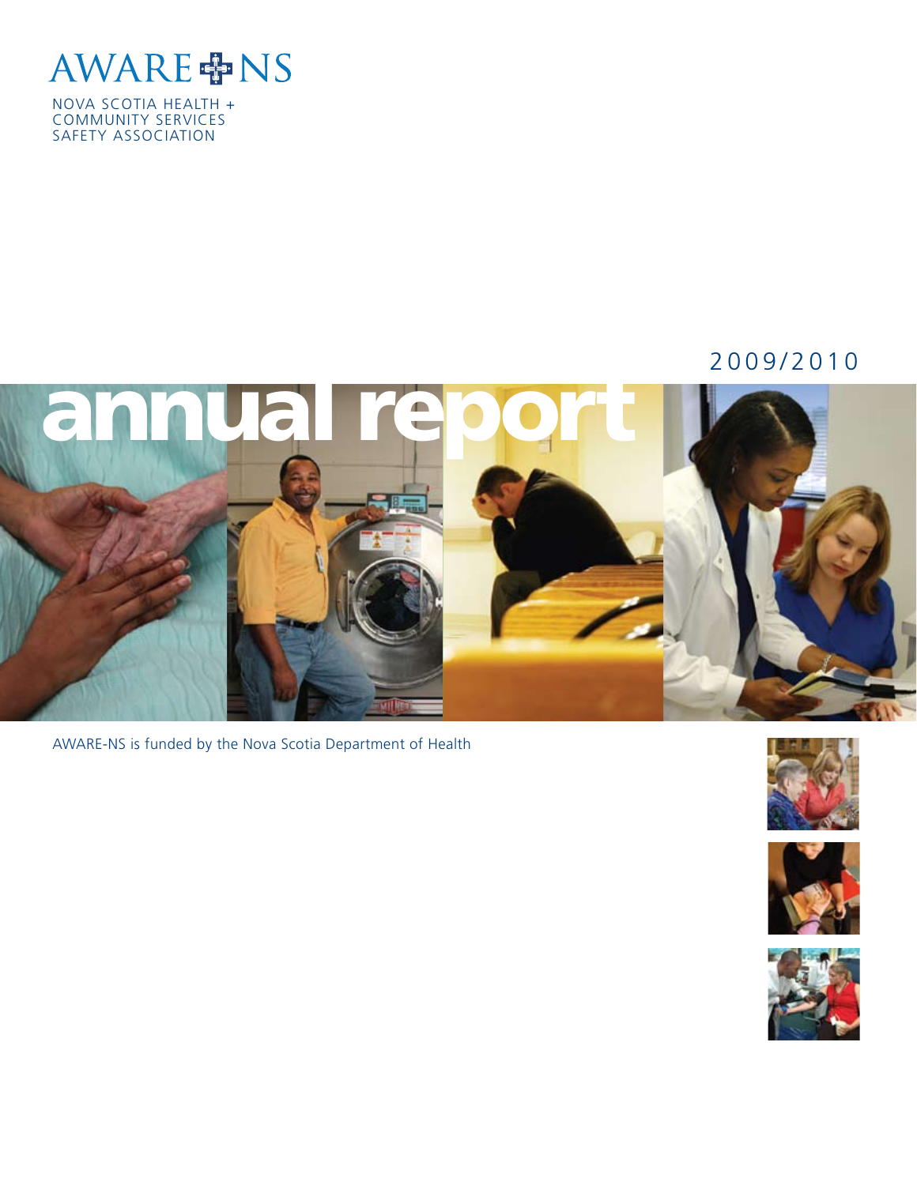# AWARE-NS

NOVA SCOTIA HEALTH + COMMUNITY SERVICES SAFETY ASSOCIATION

2009/2010

# annual report

AWARE-NS is funded by the Nova Scotia Department of Health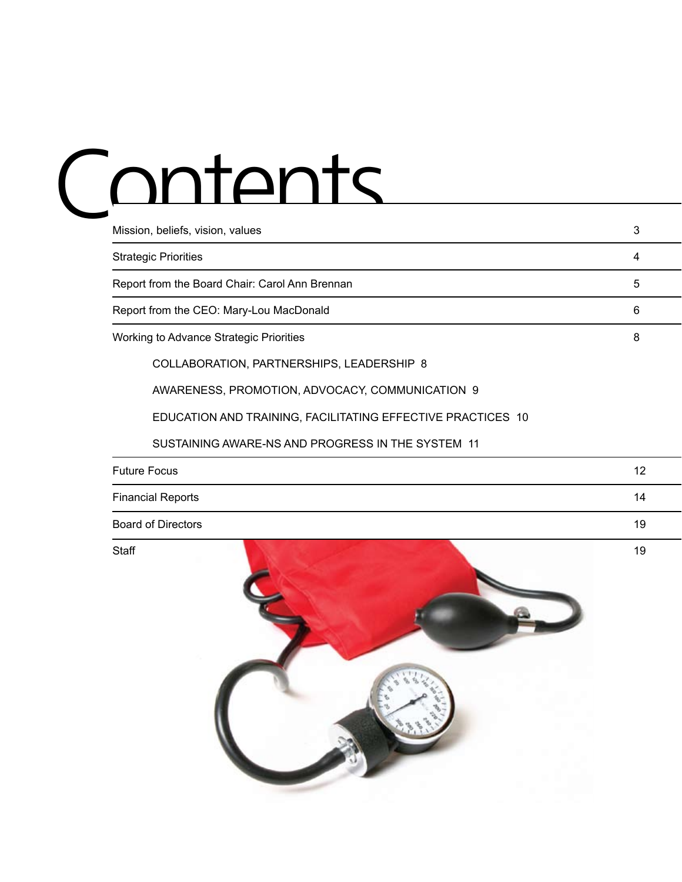# Contents

| | |
|---|---|
| Mission, beliefs, vision, values | 3 |
| Strategic Priorities | 4 |
| Report from the Board Chair: Carol Ann Brennan | 5 |
| Report from the CEO: Mary-Lou MacDonald | 6 |
| Working to Advance Strategic Priorities | 8 |
| COLLABORATION, PARTNERSHIPS, LEADERSHIP 8 | |
| AWARENESS, PROMOTION, ADVOCACY, COMMUNICATION 9 | |
| EDUCATION AND TRAINING, FACILITATING EFFECTIVE PRACTICES 10 | |
| SUSTAINING AWARE-NS AND PROGRESS IN THE SYSTEM 11 | |
| Future Focus | 12 |
| Financial Reports | 14 |
| Board of Directors | 19 |
| Staff | 19 |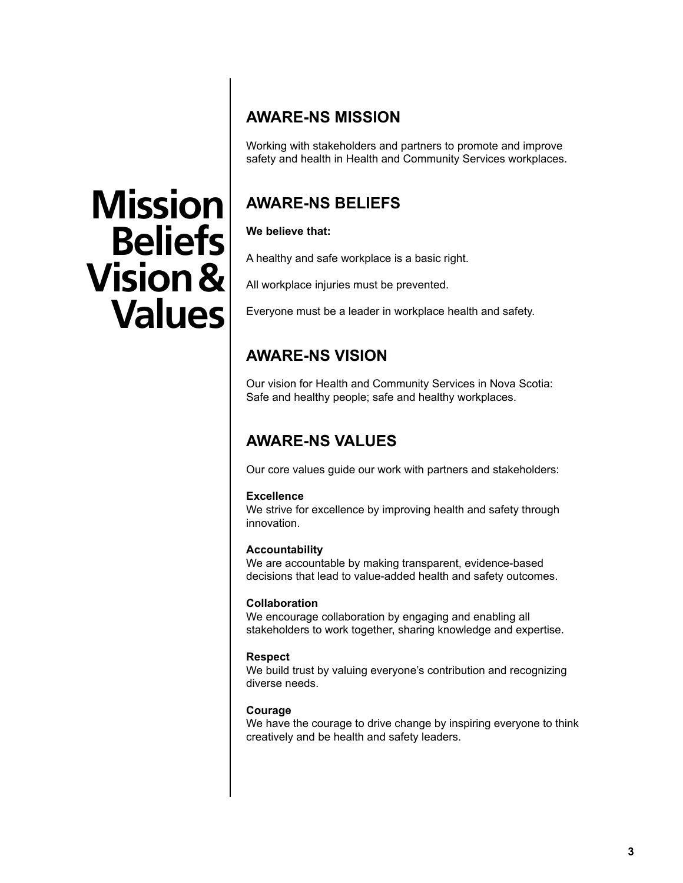# Mission Beliefs Vision & Values

## AWARE-NS MISSION

Working with stakeholders and partners to promote and improve safety and health in Health and Community Services workplaces.

## AWARE-NS BELIEFS

**We believe that:**

A healthy and safe workplace is a basic right.

All workplace injuries must be prevented.

Everyone must be a leader in workplace health and safety.

## AWARE-NS VISION

Our vision for Health and Community Services in Nova Scotia:
Safe and healthy people; safe and healthy workplaces.

## AWARE-NS VALUES

Our core values guide our work with partners and stakeholders:

**Excellence**
We strive for excellence by improving health and safety through innovation.

**Accountability**
We are accountable by making transparent, evidence-based decisions that lead to value-added health and safety outcomes.

**Collaboration**
We encourage collaboration by engaging and enabling all stakeholders to work together, sharing knowledge and expertise.

**Respect**
We build trust by valuing everyone's contribution and recognizing diverse needs.

**Courage**
We have the courage to drive change by inspiring everyone to think creatively and be health and safety leaders.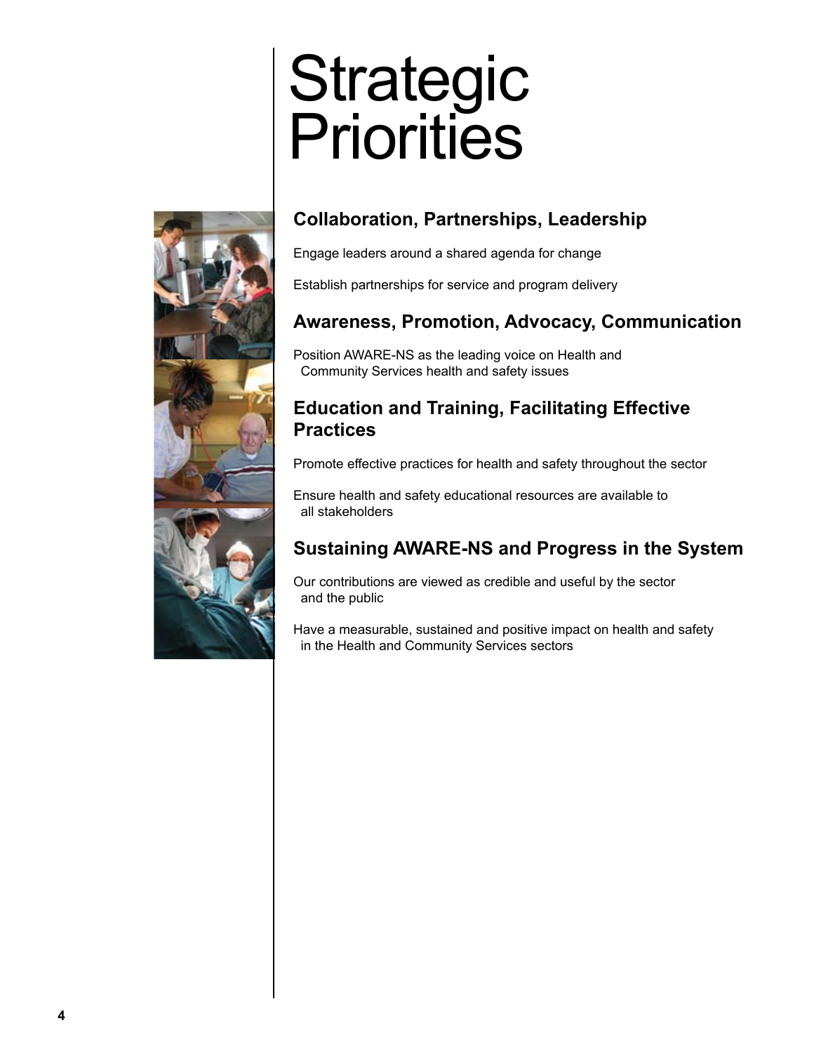# Strategic Priorities

## Collaboration, Partnerships, Leadership

Engage leaders around a shared agenda for change

Establish partnerships for service and program delivery

## Awareness, Promotion, Advocacy, Communication

Position AWARE-NS as the leading voice on Health and Community Services health and safety issues

## Education and Training, Facilitating Effective Practices

Promote effective practices for health and safety throughout the sector

Ensure health and safety educational resources are available to all stakeholders

## Sustaining AWARE-NS and Progress in the System

Our contributions are viewed as credible and useful by the sector and the public

Have a measurable, sustained and positive impact on health and safety in the Health and Community Services sectors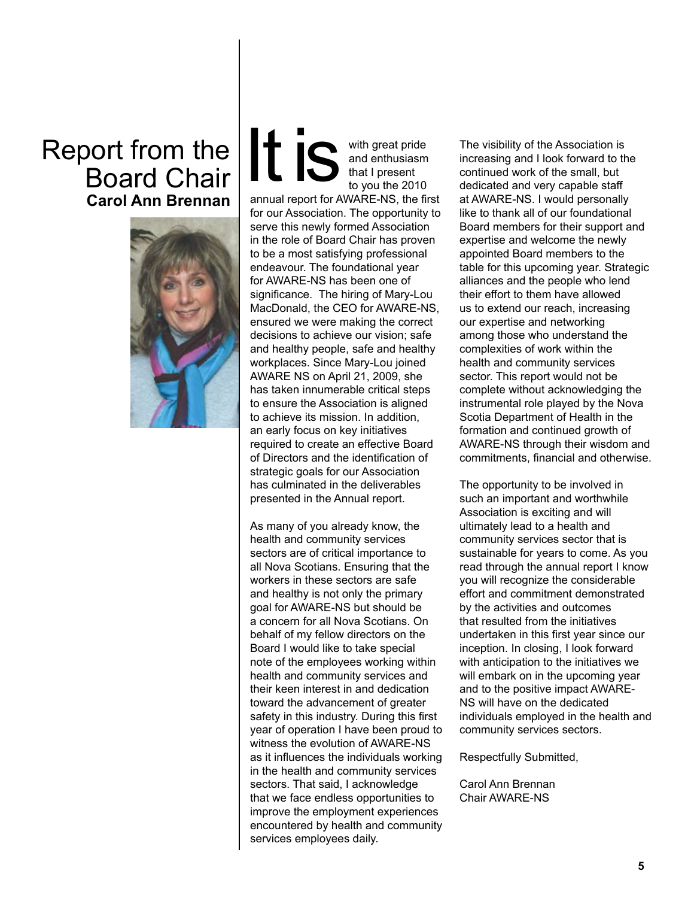# Report from the Board Chair

**Carol Ann Brennan**

It is with great pride and enthusiasm that I present to you the 2010 annual report for AWARE-NS, the first for our Association. The opportunity to serve this newly formed Association in the role of Board Chair has proven to be a most satisfying professional endeavour. The foundational year for AWARE-NS has been one of significance. The hiring of Mary-Lou MacDonald, the CEO for AWARE-NS, ensured we were making the correct decisions to achieve our vision; safe and healthy people, safe and healthy workplaces. Since Mary-Lou joined AWARE NS on April 21, 2009, she has taken innumerable critical steps to ensure the Association is aligned to achieve its mission. In addition, an early focus on key initiatives required to create an effective Board of Directors and the identification of strategic goals for our Association has culminated in the deliverables presented in the Annual report.

As many of you already know, the health and community services sectors are of critical importance to all Nova Scotians. Ensuring that the workers in these sectors are safe and healthy is not only the primary goal for AWARE-NS but should be a concern for all Nova Scotians. On behalf of my fellow directors on the Board I would like to take special note of the employees working within health and community services and their keen interest in and dedication toward the advancement of greater safety in this industry. During this first year of operation I have been proud to witness the evolution of AWARE-NS as it influences the individuals working in the health and community services sectors. That said, I acknowledge that we face endless opportunities to improve the employment experiences encountered by health and community services employees daily.

The visibility of the Association is increasing and I look forward to the continued work of the small, but dedicated and very capable staff at AWARE-NS. I would personally like to thank all of our foundational Board members for their support and expertise and welcome the newly appointed Board members to the table for this upcoming year. Strategic alliances and the people who lend their effort to them have allowed us to extend our reach, increasing our expertise and networking among those who understand the complexities of work within the health and community services sector. This report would not be complete without acknowledging the instrumental role played by the Nova Scotia Department of Health in the formation and continued growth of AWARE-NS through their wisdom and commitments, financial and otherwise.

The opportunity to be involved in such an important and worthwhile Association is exciting and will ultimately lead to a health and community services sector that is sustainable for years to come. As you read through the annual report I know you will recognize the considerable effort and commitment demonstrated by the activities and outcomes that resulted from the initiatives undertaken in this first year since our inception. In closing, I look forward with anticipation to the initiatives we will embark on in the upcoming year and to the positive impact AWARE-NS will have on the dedicated individuals employed in the health and community services sectors.

Respectfully Submitted,

Carol Ann Brennan
Chair AWARE-NS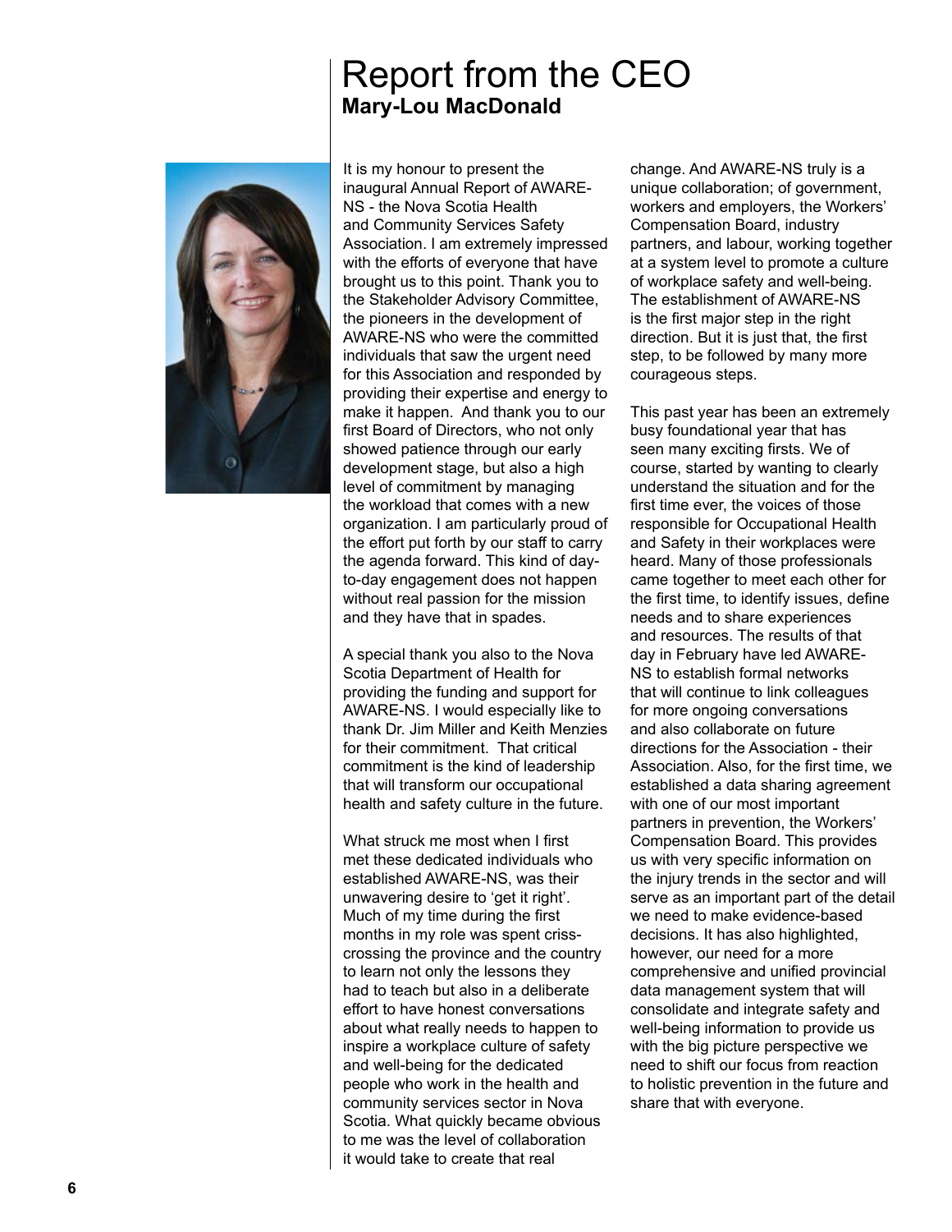# Report from the CEO

## Mary-Lou MacDonald

It is my honour to present the inaugural Annual Report of AWARE-NS - the Nova Scotia Health and Community Services Safety Association. I am extremely impressed with the efforts of everyone that have brought us to this point. Thank you to the Stakeholder Advisory Committee, the pioneers in the development of AWARE-NS who were the committed individuals that saw the urgent need for this Association and responded by providing their expertise and energy to make it happen. And thank you to our first Board of Directors, who not only showed patience through our early development stage, but also a high level of commitment by managing the workload that comes with a new organization. I am particularly proud of the effort put forth by our staff to carry the agenda forward. This kind of day-to-day engagement does not happen without real passion for the mission and they have that in spades.

A special thank you also to the Nova Scotia Department of Health for providing the funding and support for AWARE-NS. I would especially like to thank Dr. Jim Miller and Keith Menzies for their commitment. That critical commitment is the kind of leadership that will transform our occupational health and safety culture in the future.

What struck me most when I first met these dedicated individuals who established AWARE-NS, was their unwavering desire to 'get it right'. Much of my time during the first months in my role was spent criss-crossing the province and the country to learn not only the lessons they had to teach but also in a deliberate effort to have honest conversations about what really needs to happen to inspire a workplace culture of safety and well-being for the dedicated people who work in the health and community services sector in Nova Scotia. What quickly became obvious to me was the level of collaboration it would take to create that real change. And AWARE-NS truly is a unique collaboration; of government, workers and employers, the Workers' Compensation Board, industry partners, and labour, working together at a system level to promote a culture of workplace safety and well-being. The establishment of AWARE-NS is the first major step in the right direction. But it is just that, the first step, to be followed by many more courageous steps.

This past year has been an extremely busy foundational year that has seen many exciting firsts. We of course, started by wanting to clearly understand the situation and for the first time ever, the voices of those responsible for Occupational Health and Safety in their workplaces were heard. Many of those professionals came together to meet each other for the first time, to identify issues, define needs and to share experiences and resources. The results of that day in February have led AWARE-NS to establish formal networks that will continue to link colleagues for more ongoing conversations and also collaborate on future directions for the Association - their Association. Also, for the first time, we established a data sharing agreement with one of our most important partners in prevention, the Workers' Compensation Board. This provides us with very specific information on the injury trends in the sector and will serve as an important part of the detail we need to make evidence-based decisions. It has also highlighted, however, our need for a more comprehensive and unified provincial data management system that will consolidate and integrate safety and well-being information to provide us with the big picture perspective we need to shift our focus from reaction to holistic prevention in the future and share that with everyone.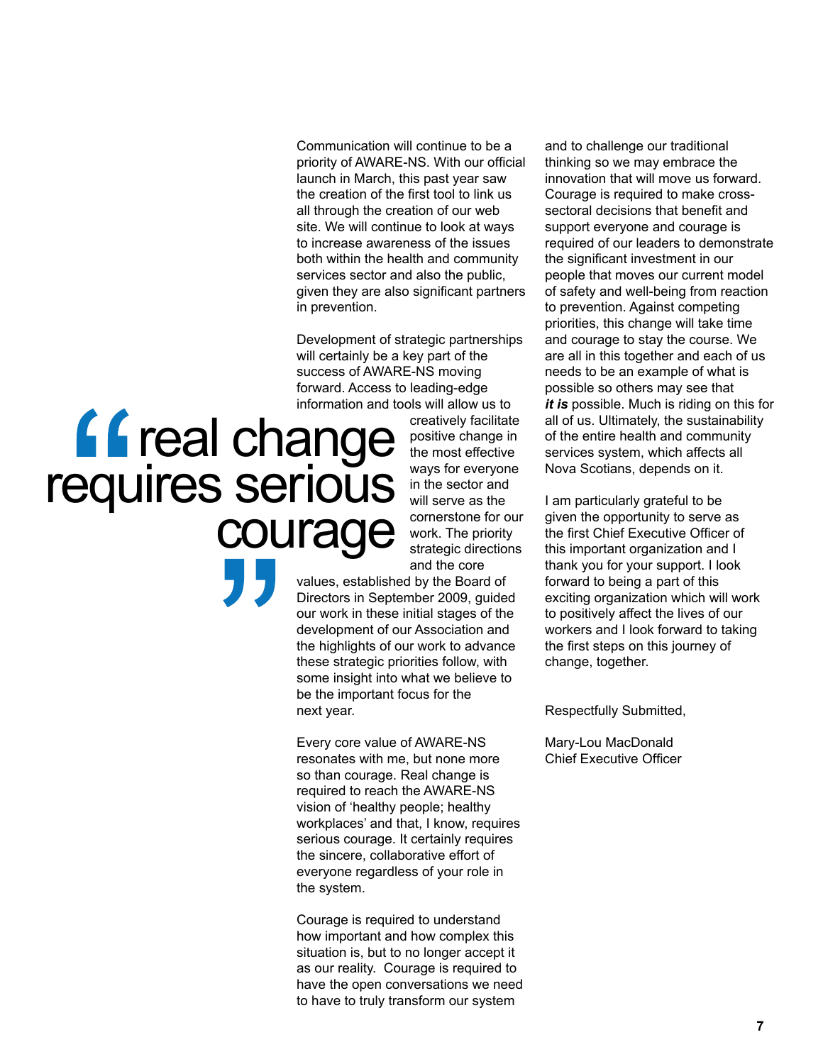Communication will continue to be a priority of AWARE-NS. With our official launch in March, this past year saw the creation of the first tool to link us all through the creation of our web site. We will continue to look at ways to increase awareness of the issues both within the health and community services sector and also the public, given they are also significant partners in prevention.

Development of strategic partnerships will certainly be a key part of the success of AWARE-NS moving forward. Access to leading-edge information and tools will allow us to creatively facilitate positive change in the most effective ways for everyone in the sector and will serve as the cornerstone for our work. The priority strategic directions and the core values, established by the Board of Directors in September 2009, guided our work in these initial stages of the development of our Association and the highlights of our work to advance these strategic priorities follow, with some insight into what we believe to be the important focus for the next year.

> "real change requires serious courage"

Every core value of AWARE-NS resonates with me, but none more so than courage. Real change is required to reach the AWARE-NS vision of 'healthy people; healthy workplaces' and that, I know, requires serious courage. It certainly requires the sincere, collaborative effort of everyone regardless of your role in the system.

Courage is required to understand how important and how complex this situation is, but to no longer accept it as our reality. Courage is required to have the open conversations we need to have to truly transform our system and to challenge our traditional thinking so we may embrace the innovation that will move us forward. Courage is required to make cross-sectoral decisions that benefit and support everyone and courage is required of our leaders to demonstrate the significant investment in our people that moves our current model of safety and well-being from reaction to prevention. Against competing priorities, this change will take time and courage to stay the course. We are all in this together and each of us needs to be an example of what is possible so others may see that ***it is*** possible. Much is riding on this for all of us. Ultimately, the sustainability of the entire health and community services system, which affects all Nova Scotians, depends on it.

I am particularly grateful to be given the opportunity to serve as the first Chief Executive Officer of this important organization and I thank you for your support. I look forward to being a part of this exciting organization which will work to positively affect the lives of our workers and I look forward to taking the first steps on this journey of change, together.

Respectfully Submitted,

Mary-Lou MacDonald
Chief Executive Officer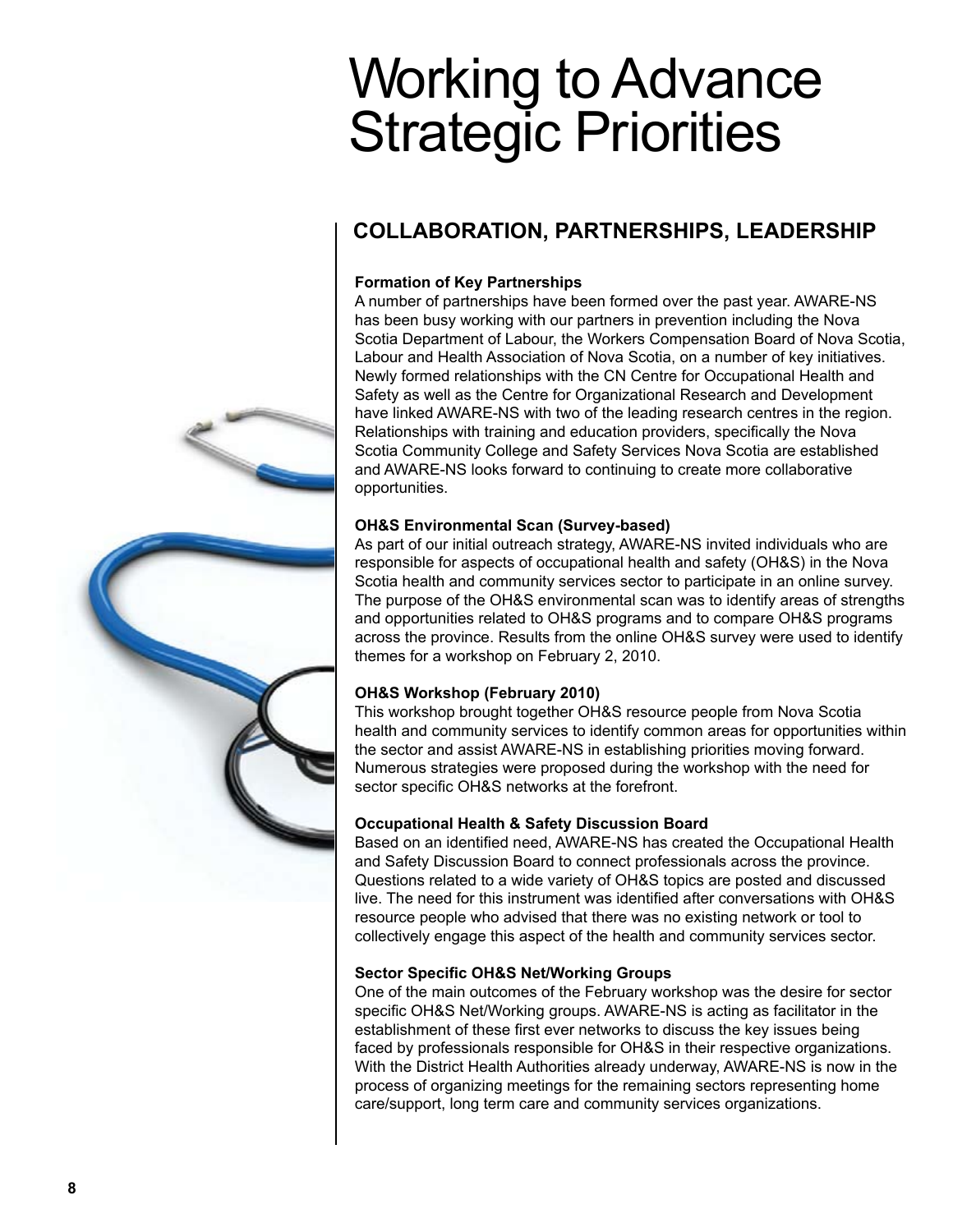# Working to Advance Strategic Priorities

## COLLABORATION, PARTNERSHIPS, LEADERSHIP

**Formation of Key Partnerships**

A number of partnerships have been formed over the past year. AWARE-NS has been busy working with our partners in prevention including the Nova Scotia Department of Labour, the Workers Compensation Board of Nova Scotia, Labour and Health Association of Nova Scotia, on a number of key initiatives. Newly formed relationships with the CN Centre for Occupational Health and Safety as well as the Centre for Organizational Research and Development have linked AWARE-NS with two of the leading research centres in the region. Relationships with training and education providers, specifically the Nova Scotia Community College and Safety Services Nova Scotia are established and AWARE-NS looks forward to continuing to create more collaborative opportunities.

**OH&S Environmental Scan (Survey-based)**

As part of our initial outreach strategy, AWARE-NS invited individuals who are responsible for aspects of occupational health and safety (OH&S) in the Nova Scotia health and community services sector to participate in an online survey. The purpose of the OH&S environmental scan was to identify areas of strengths and opportunities related to OH&S programs and to compare OH&S programs across the province. Results from the online OH&S survey were used to identify themes for a workshop on February 2, 2010.

**OH&S Workshop (February 2010)**

This workshop brought together OH&S resource people from Nova Scotia health and community services to identify common areas for opportunities within the sector and assist AWARE-NS in establishing priorities moving forward. Numerous strategies were proposed during the workshop with the need for sector specific OH&S networks at the forefront.

**Occupational Health & Safety Discussion Board**

Based on an identified need, AWARE-NS has created the Occupational Health and Safety Discussion Board to connect professionals across the province. Questions related to a wide variety of OH&S topics are posted and discussed live. The need for this instrument was identified after conversations with OH&S resource people who advised that there was no existing network or tool to collectively engage this aspect of the health and community services sector.

**Sector Specific OH&S Net/Working Groups**

One of the main outcomes of the February workshop was the desire for sector specific OH&S Net/Working groups. AWARE-NS is acting as facilitator in the establishment of these first ever networks to discuss the key issues being faced by professionals responsible for OH&S in their respective organizations. With the District Health Authorities already underway, AWARE-NS is now in the process of organizing meetings for the remaining sectors representing home care/support, long term care and community services organizations.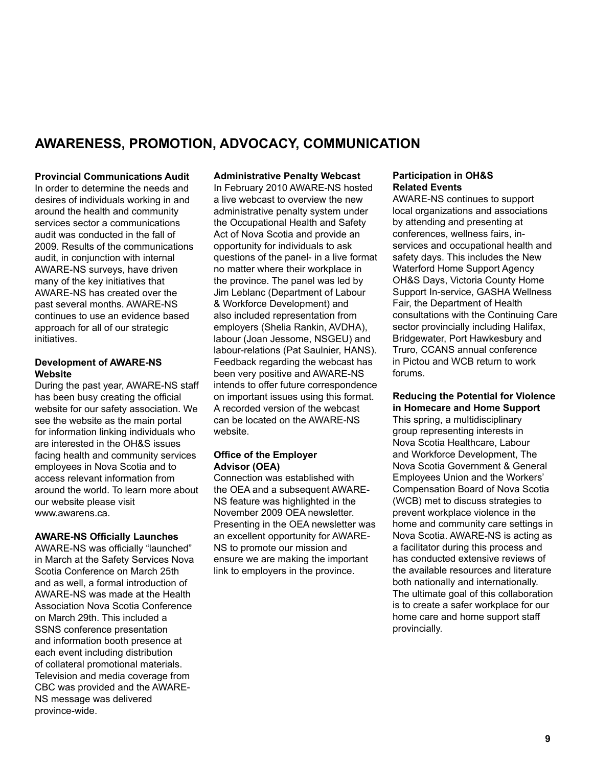## AWARENESS, PROMOTION, ADVOCACY, COMMUNICATION

**Provincial Communications Audit**
In order to determine the needs and desires of individuals working in and around the health and community services sector a communications audit was conducted in the fall of 2009. Results of the communications audit, in conjunction with internal AWARE-NS surveys, have driven many of the key initiatives that AWARE-NS has created over the past several months. AWARE-NS continues to use an evidence based approach for all of our strategic initiatives.

**Development of AWARE-NS Website**
During the past year, AWARE-NS staff has been busy creating the official website for our safety association. We see the website as the main portal for information linking individuals who are interested in the OH&S issues facing health and community services employees in Nova Scotia and to access relevant information from around the world. To learn more about our website please visit www.awarens.ca.

**AWARE-NS Officially Launches**
AWARE-NS was officially "launched" in March at the Safety Services Nova Scotia Conference on March 25th and as well, a formal introduction of AWARE-NS was made at the Health Association Nova Scotia Conference on March 29th. This included a SSNS conference presentation and information booth presence at each event including distribution of collateral promotional materials. Television and media coverage from CBC was provided and the AWARE-NS message was delivered province-wide.

**Administrative Penalty Webcast**
In February 2010 AWARE-NS hosted a live webcast to overview the new administrative penalty system under the Occupational Health and Safety Act of Nova Scotia and provide an opportunity for individuals to ask questions of the panel- in a live format no matter where their workplace in the province. The panel was led by Jim Leblanc (Department of Labour & Workforce Development) and also included representation from employers (Shelia Rankin, AVDHA), labour (Joan Jessome, NSGEU) and labour-relations (Pat Saulnier, HANS). Feedback regarding the webcast has been very positive and AWARE-NS intends to offer future correspondence on important issues using this format. A recorded version of the webcast can be located on the AWARE-NS website.

**Office of the Employer Advisor (OEA)**
Connection was established with the OEA and a subsequent AWARE-NS feature was highlighted in the November 2009 OEA newsletter. Presenting in the OEA newsletter was an excellent opportunity for AWARE-NS to promote our mission and ensure we are making the important link to employers in the province.

**Participation in OH&S Related Events**
AWARE-NS continues to support local organizations and associations by attending and presenting at conferences, wellness fairs, in-services and occupational health and safety days. This includes the New Waterford Home Support Agency OH&S Days, Victoria County Home Support In-service, GASHA Wellness Fair, the Department of Health consultations with the Continuing Care sector provincially including Halifax, Bridgewater, Port Hawkesbury and Truro, CCANS annual conference in Pictou and WCB return to work forums.

**Reducing the Potential for Violence in Homecare and Home Support**
This spring, a multidisciplinary group representing interests in Nova Scotia Healthcare, Labour and Workforce Development, The Nova Scotia Government & General Employees Union and the Workers' Compensation Board of Nova Scotia (WCB) met to discuss strategies to prevent workplace violence in the home and community care settings in Nova Scotia. AWARE-NS is acting as a facilitator during this process and has conducted extensive reviews of the available resources and literature both nationally and internationally. The ultimate goal of this collaboration is to create a safer workplace for our home care and home support staff provincially.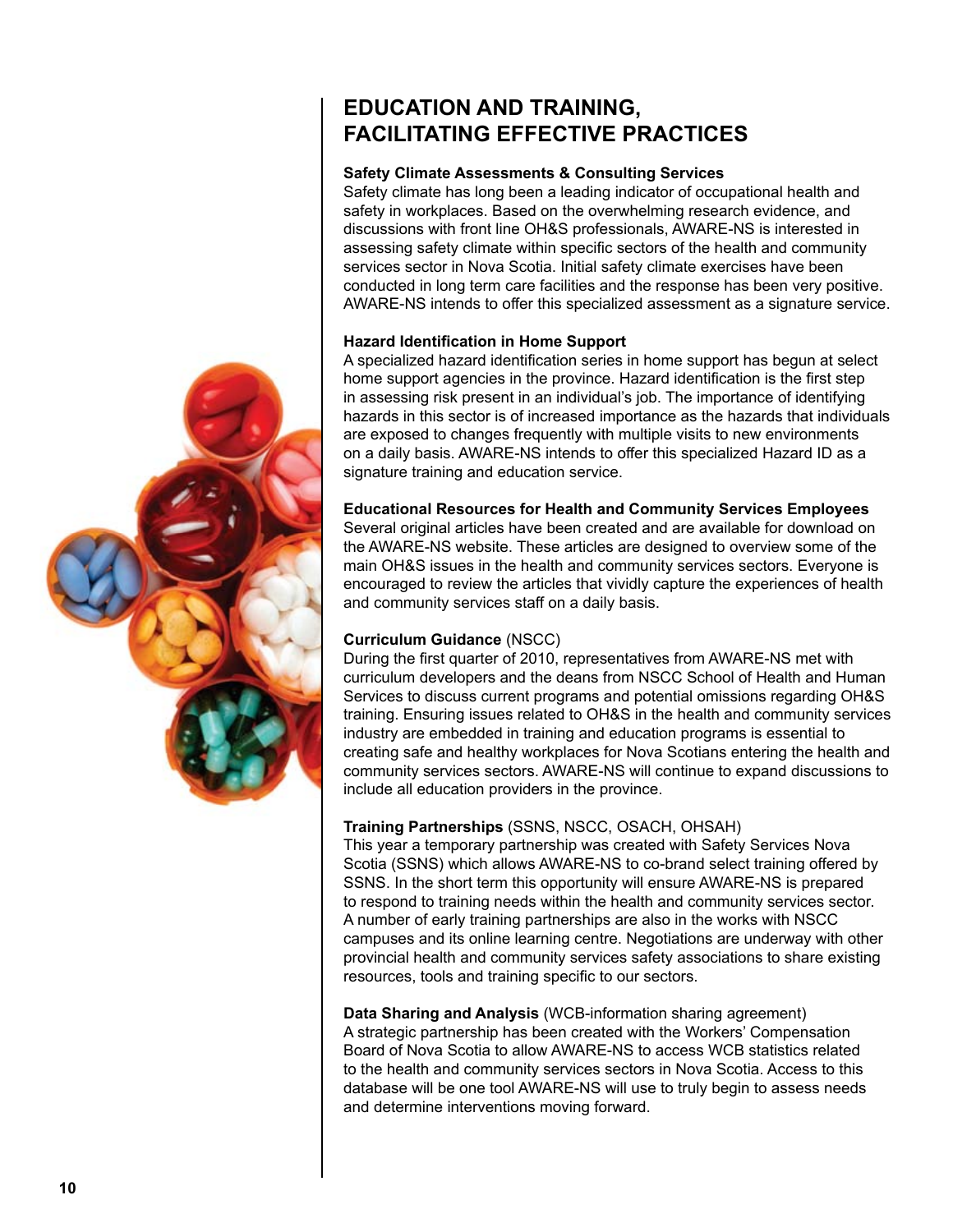# EDUCATION AND TRAINING, FACILITATING EFFECTIVE PRACTICES

**Safety Climate Assessments & Consulting Services**

Safety climate has long been a leading indicator of occupational health and safety in workplaces. Based on the overwhelming research evidence, and discussions with front line OH&S professionals, AWARE-NS is interested in assessing safety climate within specific sectors of the health and community services sector in Nova Scotia. Initial safety climate exercises have been conducted in long term care facilities and the response has been very positive. AWARE-NS intends to offer this specialized assessment as a signature service.

**Hazard Identification in Home Support**

A specialized hazard identification series in home support has begun at select home support agencies in the province. Hazard identification is the first step in assessing risk present in an individual's job. The importance of identifying hazards in this sector is of increased importance as the hazards that individuals are exposed to changes frequently with multiple visits to new environments on a daily basis. AWARE-NS intends to offer this specialized Hazard ID as a signature training and education service.

**Educational Resources for Health and Community Services Employees**

Several original articles have been created and are available for download on the AWARE-NS website. These articles are designed to overview some of the main OH&S issues in the health and community services sectors. Everyone is encouraged to review the articles that vividly capture the experiences of health and community services staff on a daily basis.

**Curriculum Guidance** (NSCC)

During the first quarter of 2010, representatives from AWARE-NS met with curriculum developers and the deans from NSCC School of Health and Human Services to discuss current programs and potential omissions regarding OH&S training. Ensuring issues related to OH&S in the health and community services industry are embedded in training and education programs is essential to creating safe and healthy workplaces for Nova Scotians entering the health and community services sectors. AWARE-NS will continue to expand discussions to include all education providers in the province.

**Training Partnerships** (SSNS, NSCC, OSACH, OHSAH)

This year a temporary partnership was created with Safety Services Nova Scotia (SSNS) which allows AWARE-NS to co-brand select training offered by SSNS. In the short term this opportunity will ensure AWARE-NS is prepared to respond to training needs within the health and community services sector. A number of early training partnerships are also in the works with NSCC campuses and its online learning centre. Negotiations are underway with other provincial health and community services safety associations to share existing resources, tools and training specific to our sectors.

**Data Sharing and Analysis** (WCB-information sharing agreement)

A strategic partnership has been created with the Workers' Compensation Board of Nova Scotia to allow AWARE-NS to access WCB statistics related to the health and community services sectors in Nova Scotia. Access to this database will be one tool AWARE-NS will use to truly begin to assess needs and determine interventions moving forward.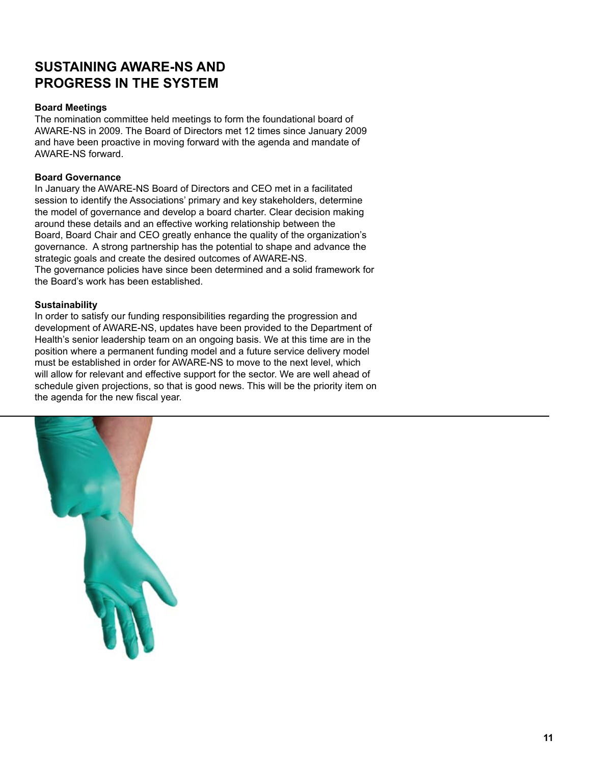# SUSTAINING AWARE-NS AND PROGRESS IN THE SYSTEM

**Board Meetings**

The nomination committee held meetings to form the foundational board of AWARE-NS in 2009. The Board of Directors met 12 times since January 2009 and have been proactive in moving forward with the agenda and mandate of AWARE-NS forward.

**Board Governance**

In January the AWARE-NS Board of Directors and CEO met in a facilitated session to identify the Associations' primary and key stakeholders, determine the model of governance and develop a board charter. Clear decision making around these details and an effective working relationship between the Board, Board Chair and CEO greatly enhance the quality of the organization's governance. A strong partnership has the potential to shape and advance the strategic goals and create the desired outcomes of AWARE-NS.
The governance policies have since been determined and a solid framework for the Board's work has been established.

**Sustainability**

In order to satisfy our funding responsibilities regarding the progression and development of AWARE-NS, updates have been provided to the Department of Health's senior leadership team on an ongoing basis. We at this time are in the position where a permanent funding model and a future service delivery model must be established in order for AWARE-NS to move to the next level, which will allow for relevant and effective support for the sector. We are well ahead of schedule given projections, so that is good news. This will be the priority item on the agenda for the new fiscal year.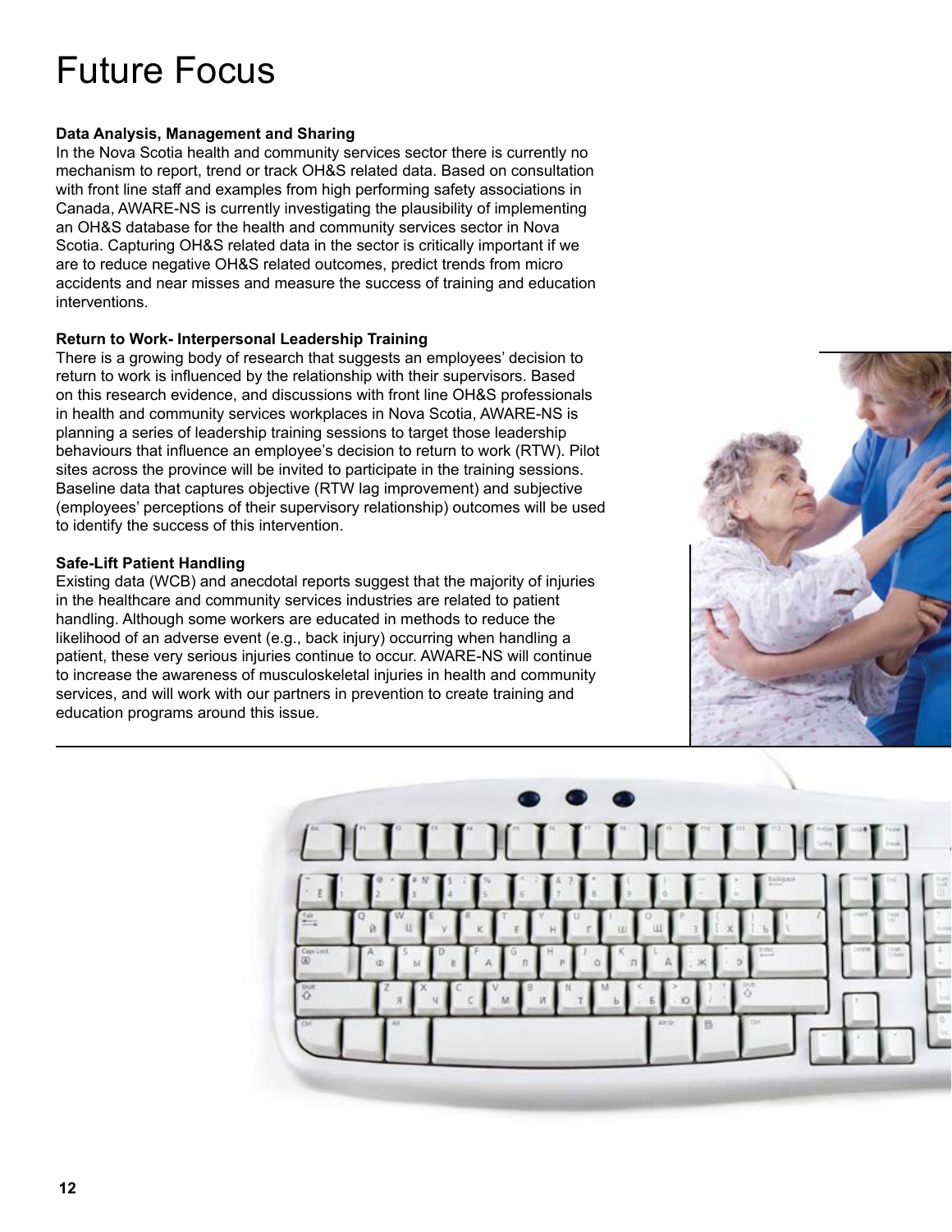# Future Focus

**Data Analysis, Management and Sharing**

In the Nova Scotia health and community services sector there is currently no mechanism to report, trend or track OH&S related data. Based on consultation with front line staff and examples from high performing safety associations in Canada, AWARE-NS is currently investigating the plausibility of implementing an OH&S database for the health and community services sector in Nova Scotia. Capturing OH&S related data in the sector is critically important if we are to reduce negative OH&S related outcomes, predict trends from micro accidents and near misses and measure the success of training and education interventions.

**Return to Work- Interpersonal Leadership Training**

There is a growing body of research that suggests an employees' decision to return to work is influenced by the relationship with their supervisors. Based on this research evidence, and discussions with front line OH&S professionals in health and community services workplaces in Nova Scotia, AWARE-NS is planning a series of leadership training sessions to target those leadership behaviours that influence an employee's decision to return to work (RTW). Pilot sites across the province will be invited to participate in the training sessions. Baseline data that captures objective (RTW lag improvement) and subjective (employees' perceptions of their supervisory relationship) outcomes will be used to identify the success of this intervention.

**Safe-Lift Patient Handling**

Existing data (WCB) and anecdotal reports suggest that the majority of injuries in the healthcare and community services industries are related to patient handling. Although some workers are educated in methods to reduce the likelihood of an adverse event (e.g., back injury) occurring when handling a patient, these very serious injuries continue to occur. AWARE-NS will continue to increase the awareness of musculoskeletal injuries in health and community services, and will work with our partners in prevention to create training and education programs around this issue.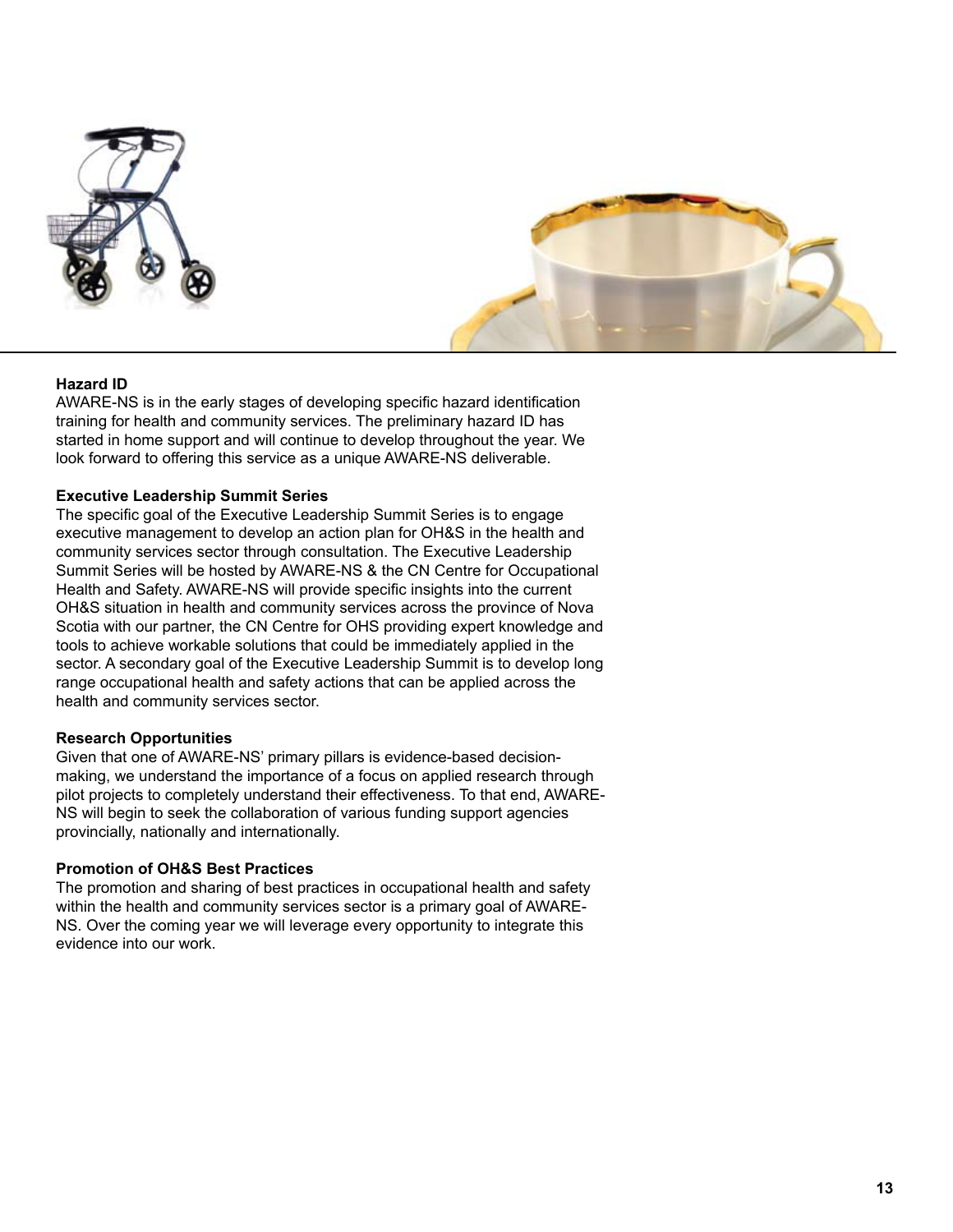### Hazard ID

AWARE-NS is in the early stages of developing specific hazard identification training for health and community services. The preliminary hazard ID has started in home support and will continue to develop throughout the year. We look forward to offering this service as a unique AWARE-NS deliverable.

### Executive Leadership Summit Series

The specific goal of the Executive Leadership Summit Series is to engage executive management to develop an action plan for OH&S in the health and community services sector through consultation. The Executive Leadership Summit Series will be hosted by AWARE-NS & the CN Centre for Occupational Health and Safety. AWARE-NS will provide specific insights into the current OH&S situation in health and community services across the province of Nova Scotia with our partner, the CN Centre for OHS providing expert knowledge and tools to achieve workable solutions that could be immediately applied in the sector. A secondary goal of the Executive Leadership Summit is to develop long range occupational health and safety actions that can be applied across the health and community services sector.

### Research Opportunities

Given that one of AWARE-NS' primary pillars is evidence-based decision-making, we understand the importance of a focus on applied research through pilot projects to completely understand their effectiveness. To that end, AWARE-NS will begin to seek the collaboration of various funding support agencies provincially, nationally and internationally.

### Promotion of OH&S Best Practices

The promotion and sharing of best practices in occupational health and safety within the health and community services sector is a primary goal of AWARE-NS. Over the coming year we will leverage every opportunity to integrate this evidence into our work.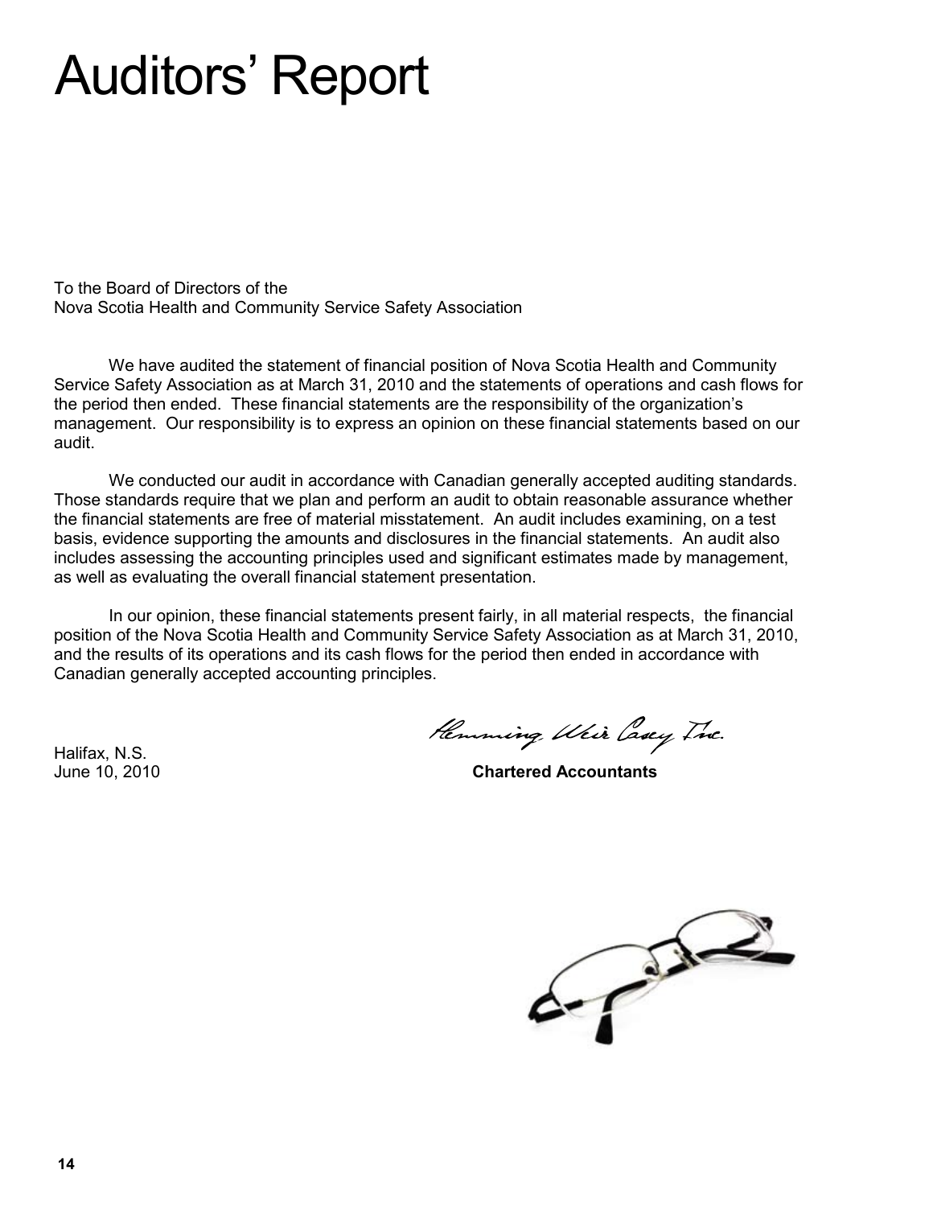# Auditors' Report

To the Board of Directors of the
Nova Scotia Health and Community Service Safety Association

We have audited the statement of financial position of Nova Scotia Health and Community Service Safety Association as at March 31, 2010 and the statements of operations and cash flows for the period then ended. These financial statements are the responsibility of the organization's management. Our responsibility is to express an opinion on these financial statements based on our audit.

We conducted our audit in accordance with Canadian generally accepted auditing standards. Those standards require that we plan and perform an audit to obtain reasonable assurance whether the financial statements are free of material misstatement. An audit includes examining, on a test basis, evidence supporting the amounts and disclosures in the financial statements. An audit also includes assessing the accounting principles used and significant estimates made by management, as well as evaluating the overall financial statement presentation.

In our opinion, these financial statements present fairly, in all material respects, the financial position of the Nova Scotia Health and Community Service Safety Association as at March 31, 2010, and the results of its operations and its cash flows for the period then ended in accordance with Canadian generally accepted accounting principles.

Hemming Weir Casey Inc.

Halifax, N.S.
June 10, 2010

**Chartered Accountants**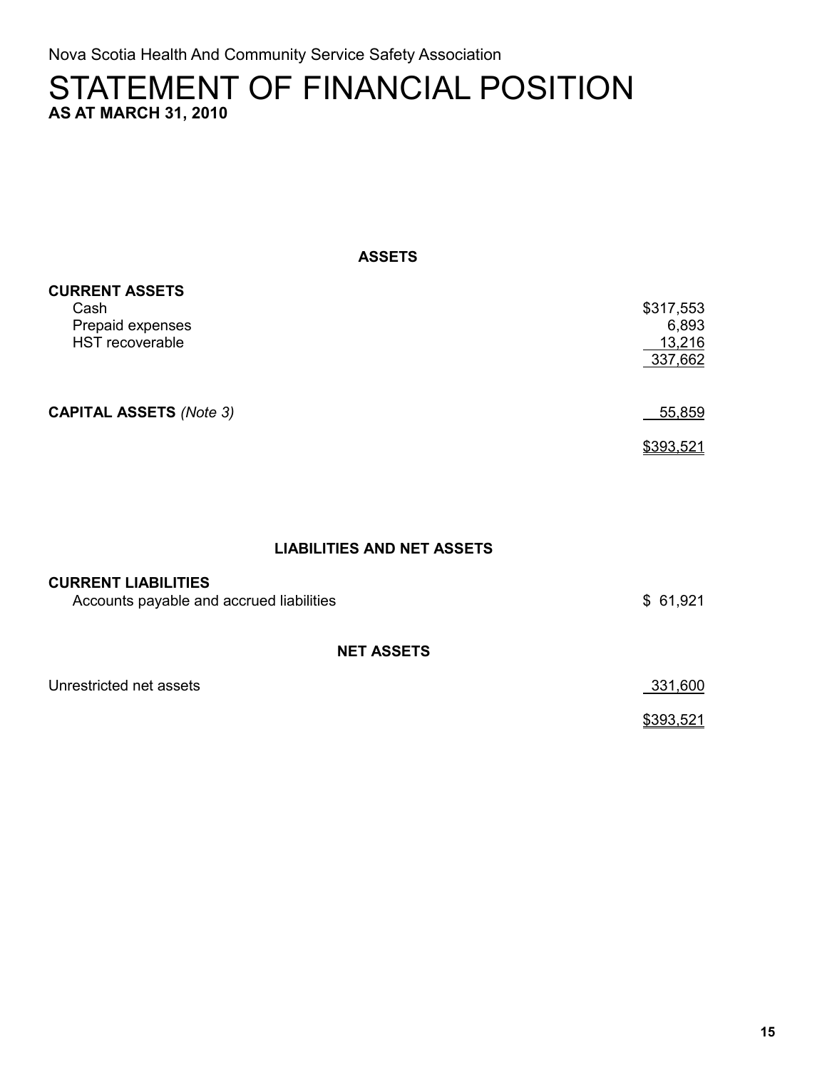Nova Scotia Health And Community Service Safety Association

# STATEMENT OF FINANCIAL POSITION

**AS AT MARCH 31, 2010**

## ASSETS

| | |
|---|---:|
| **CURRENT ASSETS** | |
| Cash | $317,553 |
| Prepaid expenses | 6,893 |
| HST recoverable | 13,216 |
| | 337,662 |
| | |
| **CAPITAL ASSETS** *(Note 3)* | 55,859 |
| | |
| | $393,521 |

## LIABILITIES AND NET ASSETS

| | |
|---|---:|
| **CURRENT LIABILITIES** | |
| Accounts payable and accrued liabilities | $ 61,921 |

## NET ASSETS

| | |
|---|---:|
| Unrestricted net assets | 331,600 |
| | $393,521 |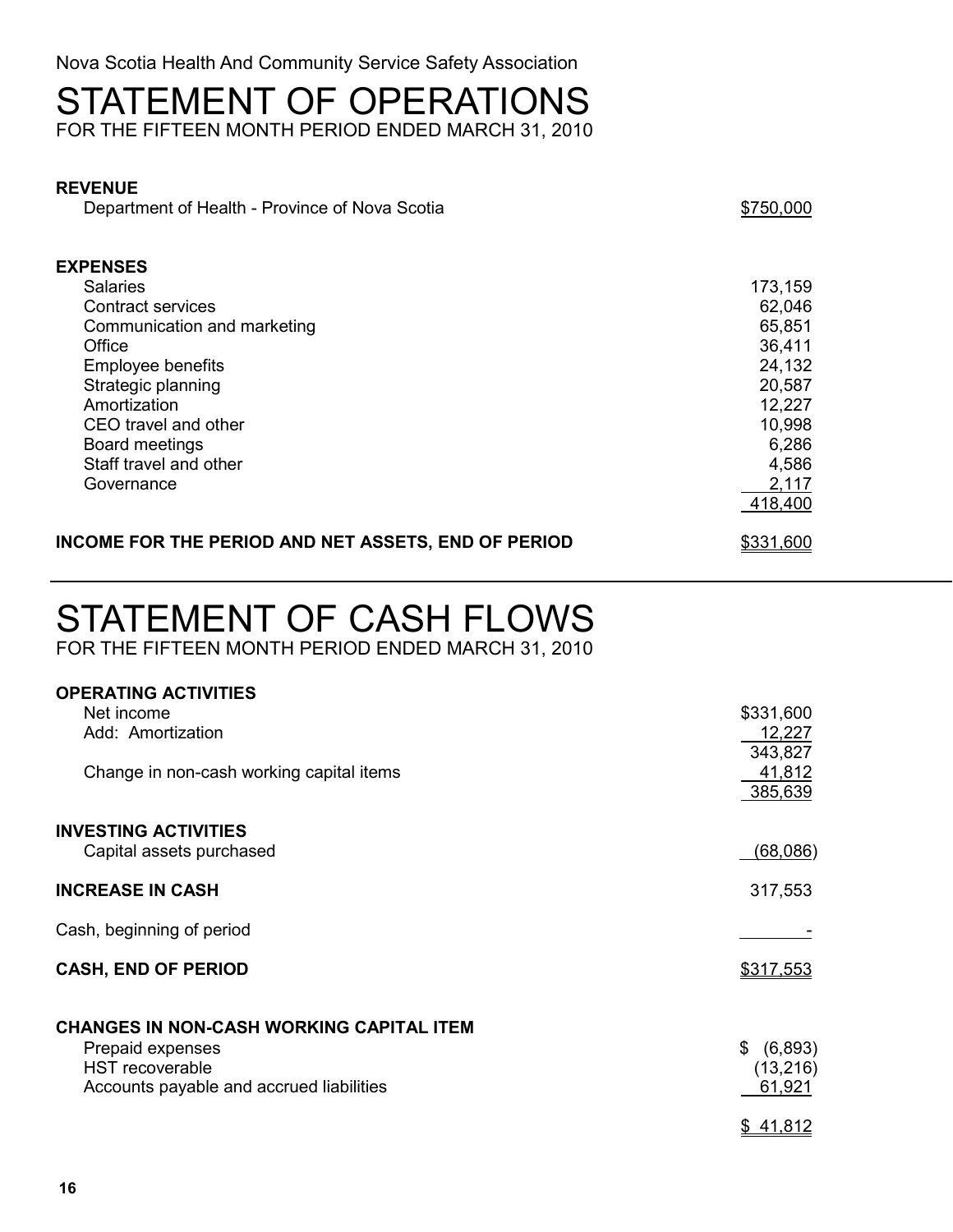Nova Scotia Health And Community Service Safety Association

# STATEMENT OF OPERATIONS

FOR THE FIFTEEN MONTH PERIOD ENDED MARCH 31, 2010

| | |
|---|---|
| **REVENUE** | |
| Department of Health - Province of Nova Scotia | $750,000 |
| | |
| **EXPENSES** | |
| Salaries | 173,159 |
| Contract services | 62,046 |
| Communication and marketing | 65,851 |
| Office | 36,411 |
| Employee benefits | 24,132 |
| Strategic planning | 20,587 |
| Amortization | 12,227 |
| CEO travel and other | 10,998 |
| Board meetings | 6,286 |
| Staff travel and other | 4,586 |
| Governance | 2,117 |
| | 418,400 |
| | |
| **INCOME FOR THE PERIOD AND NET ASSETS, END OF PERIOD** | $331,600 |

# STATEMENT OF CASH FLOWS

FOR THE FIFTEEN MONTH PERIOD ENDED MARCH 31, 2010

| | |
|---|---|
| **OPERATING ACTIVITIES** | |
| Net income | $331,600 |
| Add: Amortization | 12,227 |
| | 343,827 |
| Change in non-cash working capital items | 41,812 |
| | 385,639 |
| | |
| **INVESTING ACTIVITIES** | |
| Capital assets purchased | (68,086) |
| | |
| **INCREASE IN CASH** | 317,553 |
| | |
| Cash, beginning of period | - |
| | |
| **CASH, END OF PERIOD** | $317,553 |
| | |
| **CHANGES IN NON-CASH WORKING CAPITAL ITEM** | |
| Prepaid expenses | $ (6,893) |
| HST recoverable | (13,216) |
| Accounts payable and accrued liabilities | 61,921 |
| | $ 41,812 |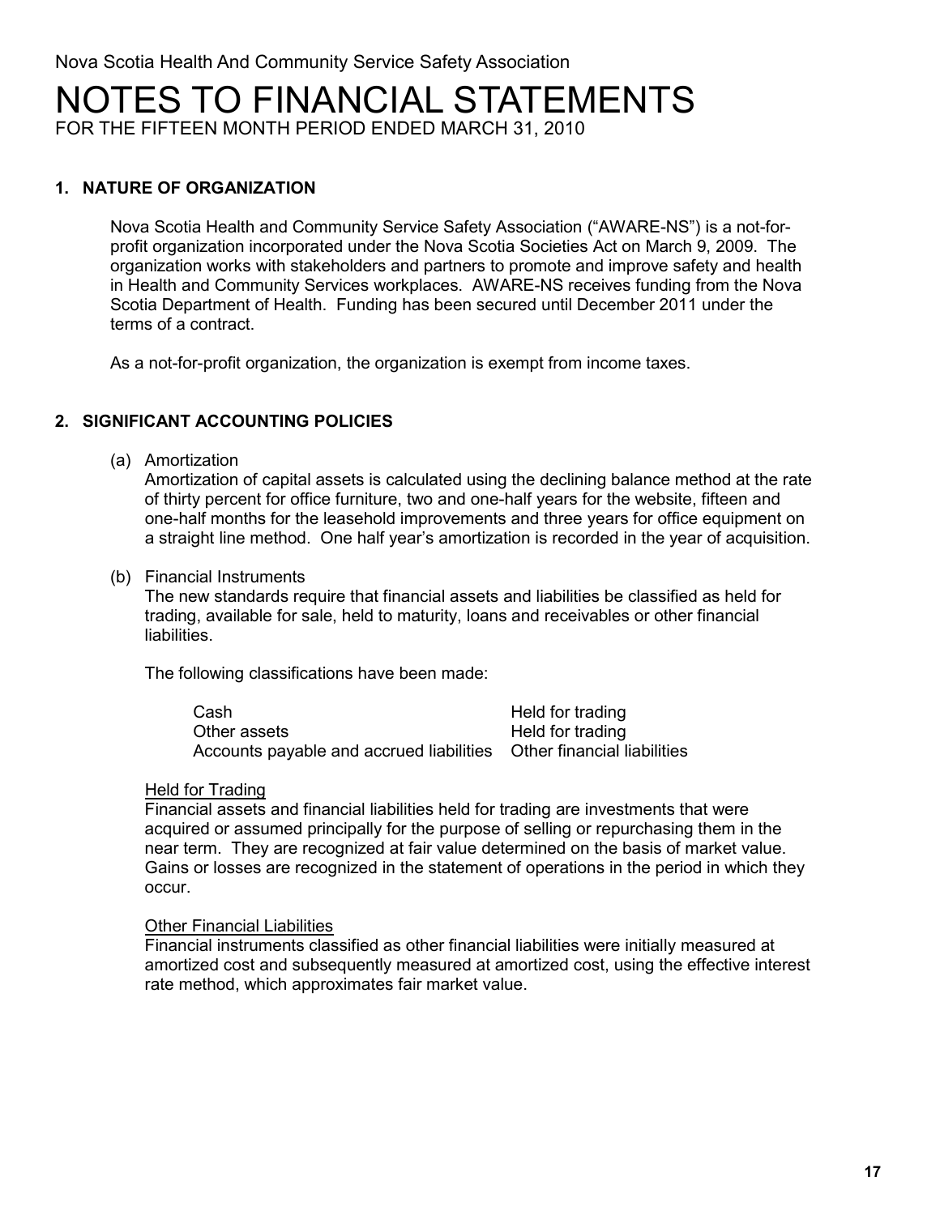Nova Scotia Health And Community Service Safety Association

# NOTES TO FINANCIAL STATEMENTS

FOR THE FIFTEEN MONTH PERIOD ENDED MARCH 31, 2010

## 1. NATURE OF ORGANIZATION

Nova Scotia Health and Community Service Safety Association ("AWARE-NS") is a not-for-profit organization incorporated under the Nova Scotia Societies Act on March 9, 2009. The organization works with stakeholders and partners to promote and improve safety and health in Health and Community Services workplaces. AWARE-NS receives funding from the Nova Scotia Department of Health. Funding has been secured until December 2011 under the terms of a contract.

As a not-for-profit organization, the organization is exempt from income taxes.

## 2. SIGNIFICANT ACCOUNTING POLICIES

(a) Amortization

Amortization of capital assets is calculated using the declining balance method at the rate of thirty percent for office furniture, two and one-half years for the website, fifteen and one-half months for the leasehold improvements and three years for office equipment on a straight line method. One half year's amortization is recorded in the year of acquisition.

(b) Financial Instruments

The new standards require that financial assets and liabilities be classified as held for trading, available for sale, held to maturity, loans and receivables or other financial liabilities.

The following classifications have been made:

| | |
|---|---|
| Cash | Held for trading |
| Other assets | Held for trading |
| Accounts payable and accrued liabilities | Other financial liabilities |

Held for Trading

Financial assets and financial liabilities held for trading are investments that were acquired or assumed principally for the purpose of selling or repurchasing them in the near term. They are recognized at fair value determined on the basis of market value. Gains or losses are recognized in the statement of operations in the period in which they occur.

Other Financial Liabilities

Financial instruments classified as other financial liabilities were initially measured at amortized cost and subsequently measured at amortized cost, using the effective interest rate method, which approximates fair market value.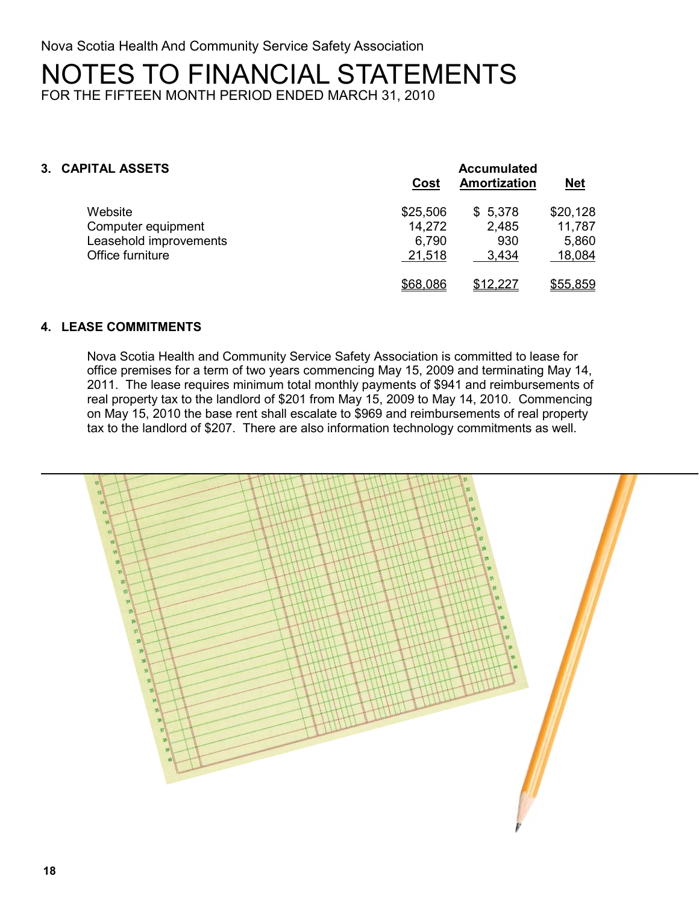Nova Scotia Health And Community Service Safety Association

# NOTES TO FINANCIAL STATEMENTS

FOR THE FIFTEEN MONTH PERIOD ENDED MARCH 31, 2010

## 3. CAPITAL ASSETS

| | Cost | Accumulated Amortization | Net |
|---|---|---|---|
| Website | $25,506 | $ 5,378 | $20,128 |
| Computer equipment | 14,272 | 2,485 | 11,787 |
| Leasehold improvements | 6,790 | 930 | 5,860 |
| Office furniture | 21,518 | 3,434 | 18,084 |
| | $68,086 | $12,227 | $55,859 |

## 4. LEASE COMMITMENTS

Nova Scotia Health and Community Service Safety Association is committed to lease for office premises for a term of two years commencing May 15, 2009 and terminating May 14, 2011. The lease requires minimum total monthly payments of $941 and reimbursements of real property tax to the landlord of $201 from May 15, 2009 to May 14, 2010. Commencing on May 15, 2010 the base rent shall escalate to $969 and reimbursements of real property tax to the landlord of $207. There are also information technology commitments as well.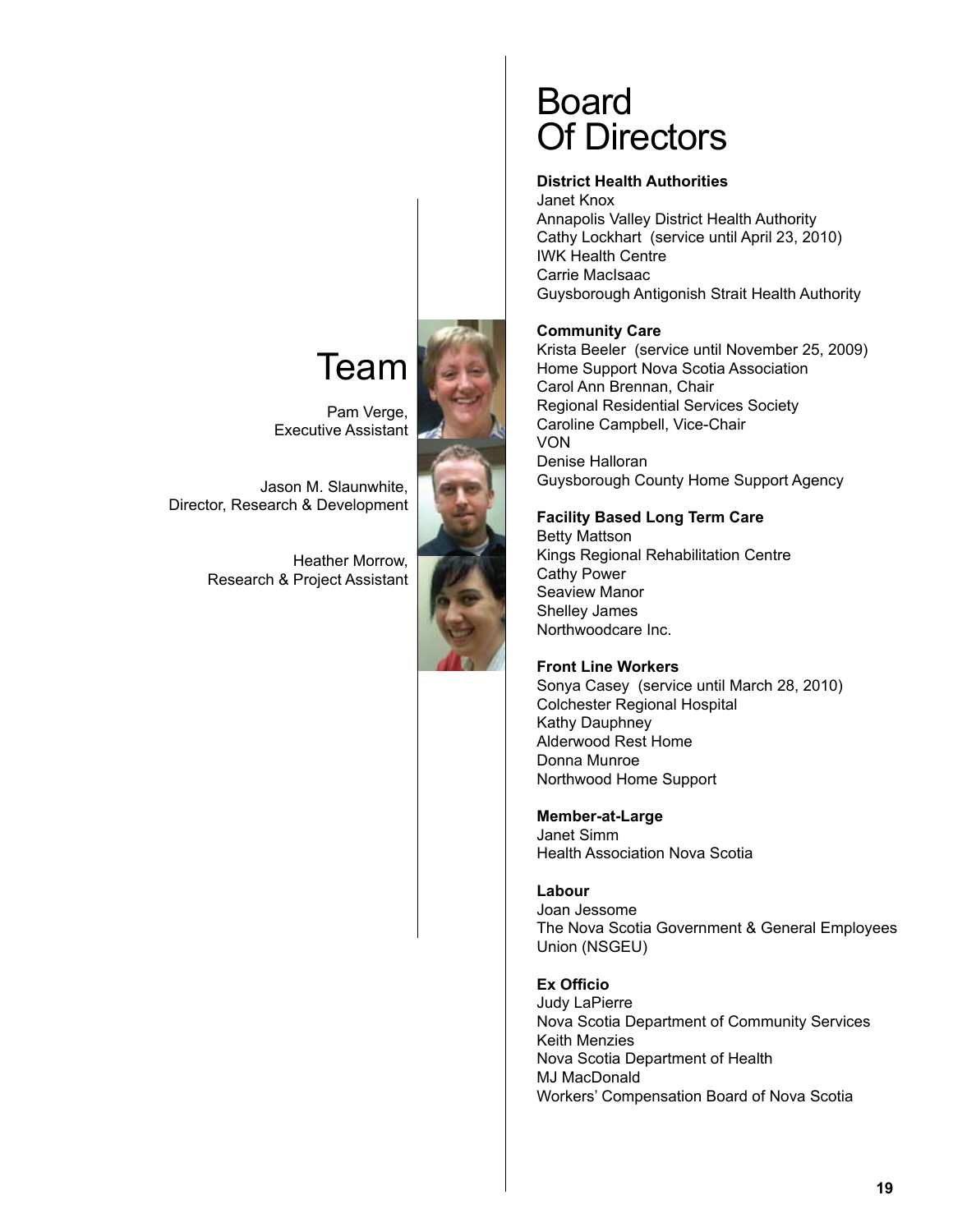# Team

Pam Verge,
Executive Assistant

Jason M. Slaunwhite,
Director, Research & Development

Heather Morrow,
Research & Project Assistant

# Board Of Directors

**District Health Authorities**

Janet Knox
Annapolis Valley District Health Authority
Cathy Lockhart (service until April 23, 2010)
IWK Health Centre
Carrie MacIsaac
Guysborough Antigonish Strait Health Authority

**Community Care**

Krista Beeler (service until November 25, 2009)
Home Support Nova Scotia Association
Carol Ann Brennan, Chair
Regional Residential Services Society
Caroline Campbell, Vice-Chair
VON
Denise Halloran
Guysborough County Home Support Agency

**Facility Based Long Term Care**

Betty Mattson
Kings Regional Rehabilitation Centre
Cathy Power
Seaview Manor
Shelley James
Northwoodcare Inc.

**Front Line Workers**

Sonya Casey (service until March 28, 2010)
Colchester Regional Hospital
Kathy Dauphney
Alderwood Rest Home
Donna Munroe
Northwood Home Support

**Member-at-Large**

Janet Simm
Health Association Nova Scotia

**Labour**

Joan Jessome
The Nova Scotia Government & General Employees Union (NSGEU)

**Ex Officio**

Judy LaPierre
Nova Scotia Department of Community Services
Keith Menzies
Nova Scotia Department of Health
MJ MacDonald
Workers' Compensation Board of Nova Scotia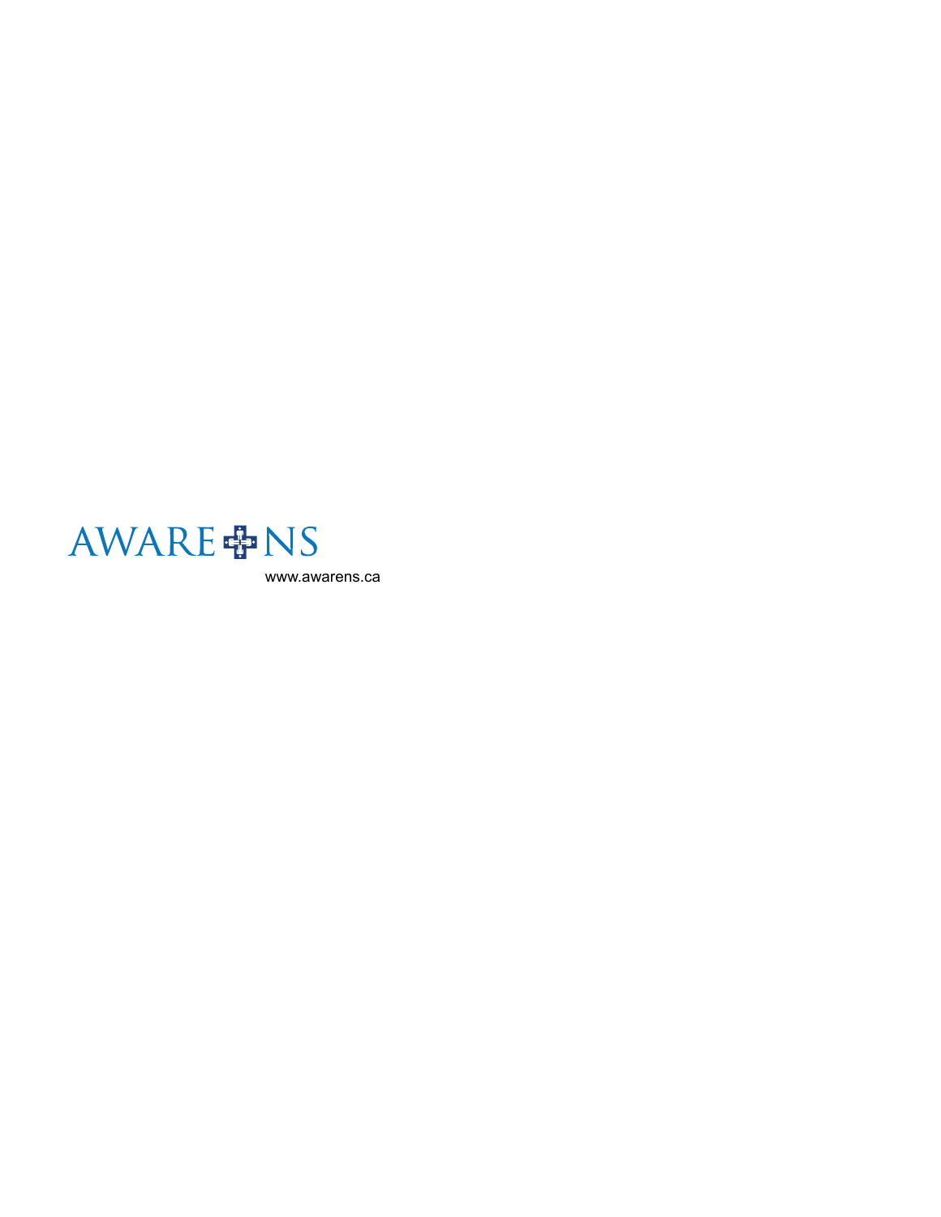AWARE NS

www.awarens.ca